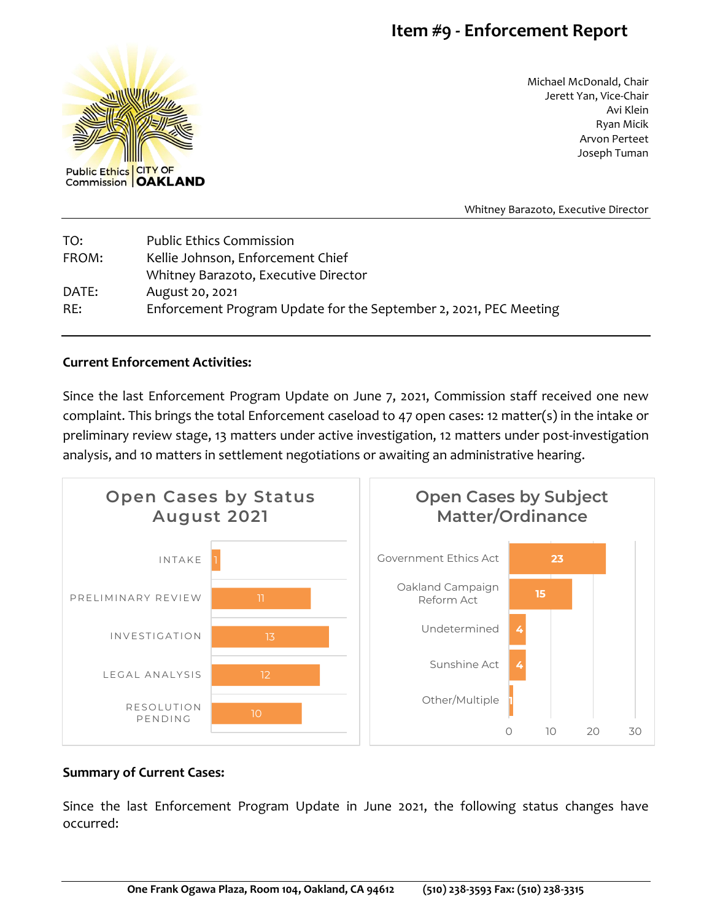# Item #9 - Enforcement Report

Public Ethics Commission | CITY OF OAKLAND

Michael McDonald, Chair
Jerett Yan, Vice-Chair
Avi Klein
Ryan Micik
Arvon Perteet
Joseph Tuman

Whitney Barazoto, Executive Director

---

| | |
|---|---|
| TO: | Public Ethics Commission |
| FROM: | Kellie Johnson, Enforcement Chief |
| | Whitney Barazoto, Executive Director |
| DATE: | August 20, 2021 |
| RE: | Enforcement Program Update for the September 2, 2021, PEC Meeting |

---

**Current Enforcement Activities:**

Since the last Enforcement Program Update on June 7, 2021, Commission staff received one new complaint. This brings the total Enforcement caseload to 47 open cases: 12 matter(s) in the intake or preliminary review stage, 13 matters under active investigation, 12 matters under post-investigation analysis, and 10 matters in settlement negotiations or awaiting an administrative hearing.

**Open Cases by Status August 2021**

| Status | Cases |
|---|---|
| INTAKE | 1 |
| PRELIMINARY REVIEW | 11 |
| INVESTIGATION | 13 |
| LEGAL ANALYSIS | 12 |
| RESOLUTION PENDING | 10 |

**Open Cases by Subject Matter/Ordinance**

| Subject Matter/Ordinance | Cases |
|---|---|
| Government Ethics Act | 23 |
| Oakland Campaign Reform Act | 15 |
| Undetermined | 4 |
| Sunshine Act | 4 |
| Other/Multiple | 1 |

**Summary of Current Cases:**

Since the last Enforcement Program Update in June 2021, the following status changes have occurred: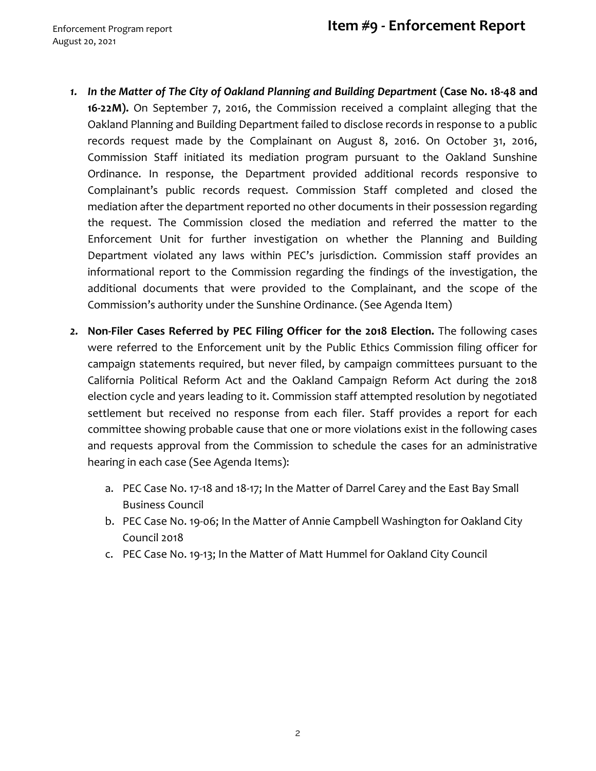1. ***In the Matter of The City of Oakland Planning and Building Department* (Case No. 18-48 and 16-22M).** On September 7, 2016, the Commission received a complaint alleging that the Oakland Planning and Building Department failed to disclose records in response to a public records request made by the Complainant on August 8, 2016. On October 31, 2016, Commission Staff initiated its mediation program pursuant to the Oakland Sunshine Ordinance. In response, the Department provided additional records responsive to Complainant's public records request. Commission Staff completed and closed the mediation after the department reported no other documents in their possession regarding the request. The Commission closed the mediation and referred the matter to the Enforcement Unit for further investigation on whether the Planning and Building Department violated any laws within PEC's jurisdiction. Commission staff provides an informational report to the Commission regarding the findings of the investigation, the additional documents that were provided to the Complainant, and the scope of the Commission's authority under the Sunshine Ordinance. (See Agenda Item)

2. **Non-Filer Cases Referred by PEC Filing Officer for the 2018 Election.** The following cases were referred to the Enforcement unit by the Public Ethics Commission filing officer for campaign statements required, but never filed, by campaign committees pursuant to the California Political Reform Act and the Oakland Campaign Reform Act during the 2018 election cycle and years leading to it. Commission staff attempted resolution by negotiated settlement but received no response from each filer. Staff provides a report for each committee showing probable cause that one or more violations exist in the following cases and requests approval from the Commission to schedule the cases for an administrative hearing in each case (See Agenda Items):

    a. PEC Case No. 17-18 and 18-17; In the Matter of Darrel Carey and the East Bay Small Business Council
    b. PEC Case No. 19-06; In the Matter of Annie Campbell Washington for Oakland City Council 2018
    c. PEC Case No. 19-13; In the Matter of Matt Hummel for Oakland City Council